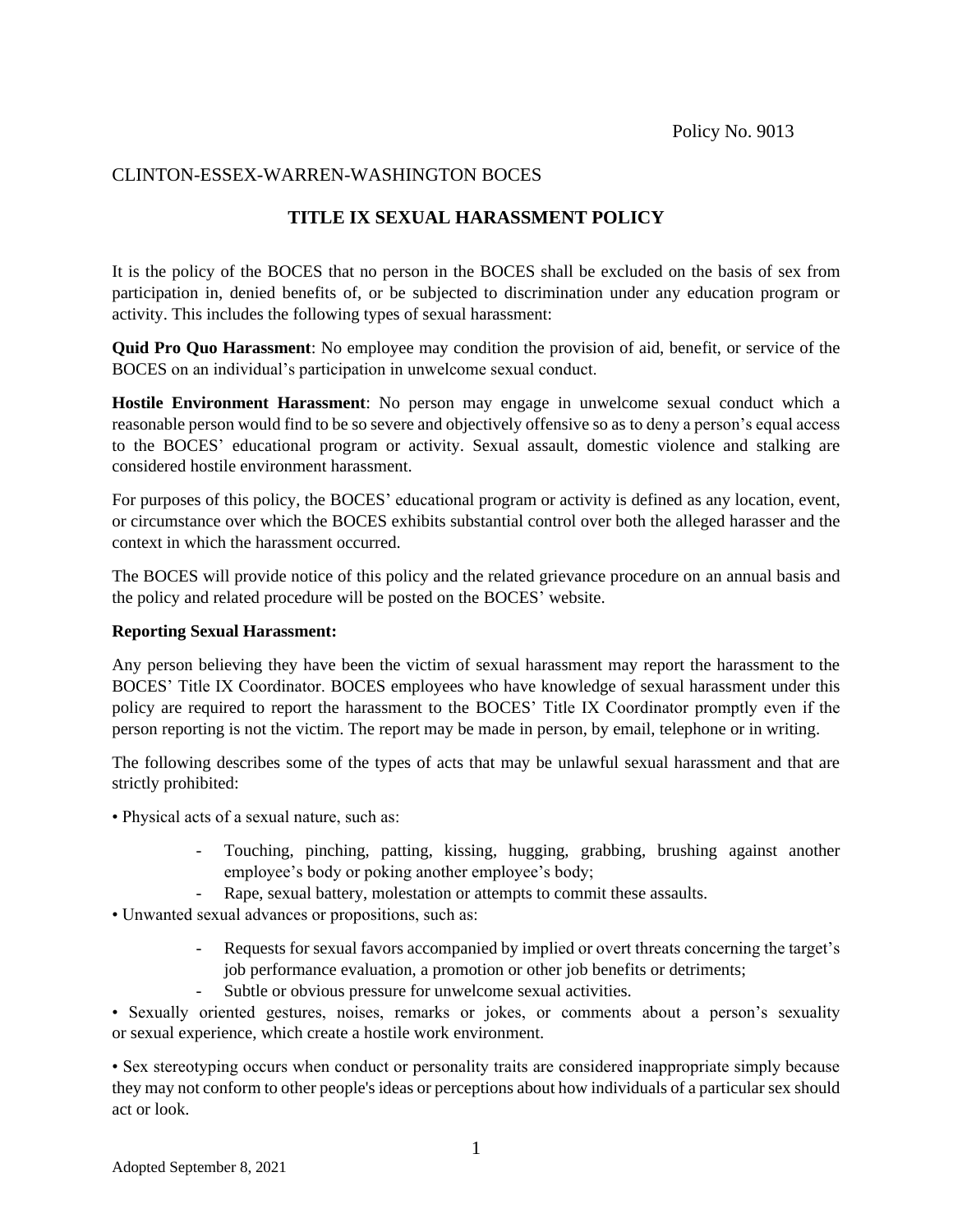Policy No. 9013

CLINTON-ESSEX-WARREN-WASHINGTON BOCES

# TITLE IX SEXUAL HARASSMENT POLICY

It is the policy of the BOCES that no person in the BOCES shall be excluded on the basis of sex from participation in, denied benefits of, or be subjected to discrimination under any education program or activity. This includes the following types of sexual harassment:

**Quid Pro Quo Harassment**: No employee may condition the provision of aid, benefit, or service of the BOCES on an individual's participation in unwelcome sexual conduct.

**Hostile Environment Harassment**: No person may engage in unwelcome sexual conduct which a reasonable person would find to be so severe and objectively offensive so as to deny a person's equal access to the BOCES' educational program or activity. Sexual assault, domestic violence and stalking are considered hostile environment harassment.

For purposes of this policy, the BOCES' educational program or activity is defined as any location, event, or circumstance over which the BOCES exhibits substantial control over both the alleged harasser and the context in which the harassment occurred.

The BOCES will provide notice of this policy and the related grievance procedure on an annual basis and the policy and related procedure will be posted on the BOCES' website.

**Reporting Sexual Harassment:**

Any person believing they have been the victim of sexual harassment may report the harassment to the BOCES' Title IX Coordinator. BOCES employees who have knowledge of sexual harassment under this policy are required to report the harassment to the BOCES' Title IX Coordinator promptly even if the person reporting is not the victim. The report may be made in person, by email, telephone or in writing.

The following describes some of the types of acts that may be unlawful sexual harassment and that are strictly prohibited:

- Physical acts of a sexual nature, such as:
  - Touching, pinching, patting, kissing, hugging, grabbing, brushing against another employee's body or poking another employee's body;
  - Rape, sexual battery, molestation or attempts to commit these assaults.
- Unwanted sexual advances or propositions, such as:
  - Requests for sexual favors accompanied by implied or overt threats concerning the target's job performance evaluation, a promotion or other job benefits or detriments;
  - Subtle or obvious pressure for unwelcome sexual activities.
- Sexually oriented gestures, noises, remarks or jokes, or comments about a person's sexuality or sexual experience, which create a hostile work environment.
- Sex stereotyping occurs when conduct or personality traits are considered inappropriate simply because they may not conform to other people's ideas or perceptions about how individuals of a particular sex should act or look.

Adopted September 8, 2021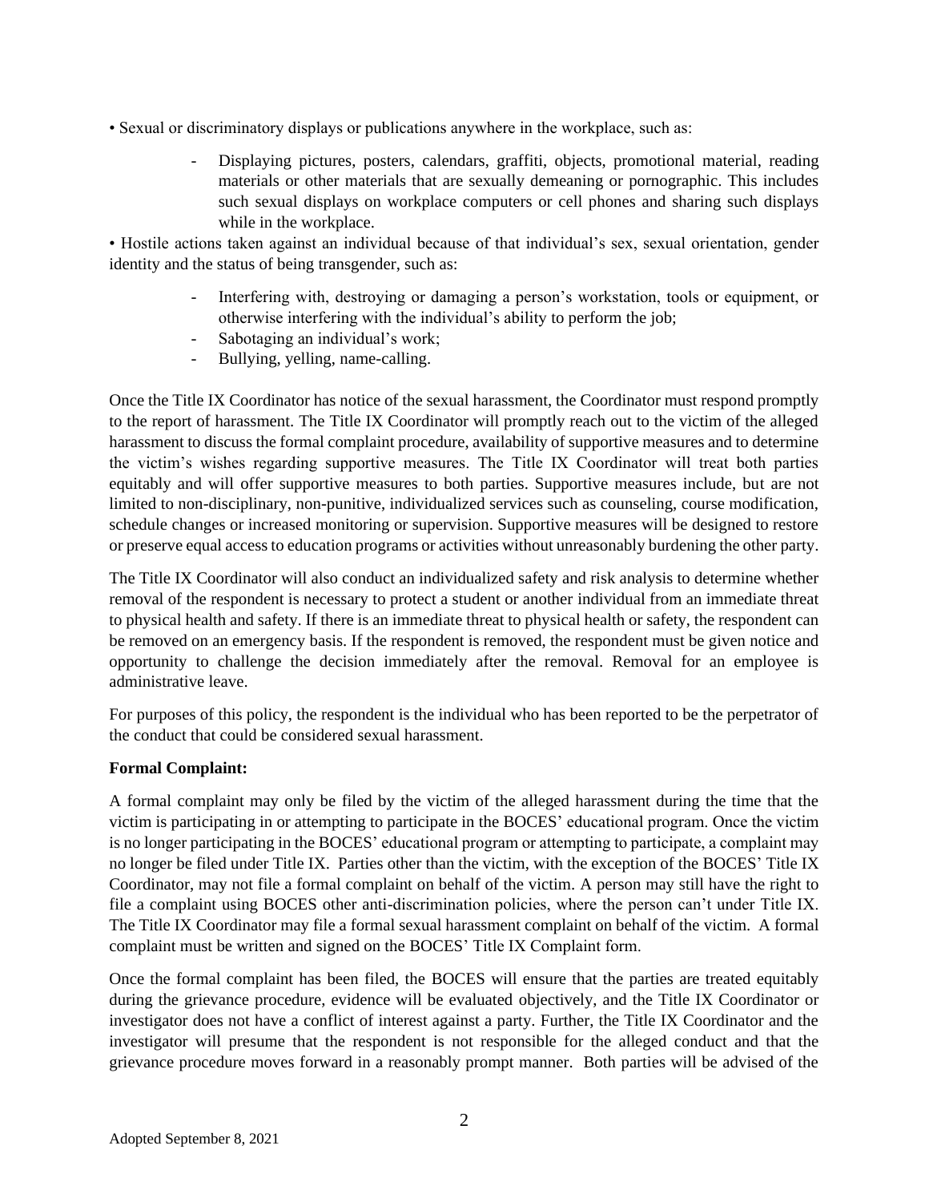• Sexual or discriminatory displays or publications anywhere in the workplace, such as:

- Displaying pictures, posters, calendars, graffiti, objects, promotional material, reading materials or other materials that are sexually demeaning or pornographic. This includes such sexual displays on workplace computers or cell phones and sharing such displays while in the workplace.

• Hostile actions taken against an individual because of that individual's sex, sexual orientation, gender identity and the status of being transgender, such as:

- Interfering with, destroying or damaging a person's workstation, tools or equipment, or otherwise interfering with the individual's ability to perform the job;
- Sabotaging an individual's work;
- Bullying, yelling, name-calling.

Once the Title IX Coordinator has notice of the sexual harassment, the Coordinator must respond promptly to the report of harassment. The Title IX Coordinator will promptly reach out to the victim of the alleged harassment to discuss the formal complaint procedure, availability of supportive measures and to determine the victim's wishes regarding supportive measures. The Title IX Coordinator will treat both parties equitably and will offer supportive measures to both parties. Supportive measures include, but are not limited to non-disciplinary, non-punitive, individualized services such as counseling, course modification, schedule changes or increased monitoring or supervision. Supportive measures will be designed to restore or preserve equal access to education programs or activities without unreasonably burdening the other party.

The Title IX Coordinator will also conduct an individualized safety and risk analysis to determine whether removal of the respondent is necessary to protect a student or another individual from an immediate threat to physical health and safety. If there is an immediate threat to physical health or safety, the respondent can be removed on an emergency basis. If the respondent is removed, the respondent must be given notice and opportunity to challenge the decision immediately after the removal. Removal for an employee is administrative leave.

For purposes of this policy, the respondent is the individual who has been reported to be the perpetrator of the conduct that could be considered sexual harassment.

**Formal Complaint:**

A formal complaint may only be filed by the victim of the alleged harassment during the time that the victim is participating in or attempting to participate in the BOCES' educational program. Once the victim is no longer participating in the BOCES' educational program or attempting to participate, a complaint may no longer be filed under Title IX. Parties other than the victim, with the exception of the BOCES' Title IX Coordinator, may not file a formal complaint on behalf of the victim. A person may still have the right to file a complaint using BOCES other anti-discrimination policies, where the person can't under Title IX. The Title IX Coordinator may file a formal sexual harassment complaint on behalf of the victim. A formal complaint must be written and signed on the BOCES' Title IX Complaint form.

Once the formal complaint has been filed, the BOCES will ensure that the parties are treated equitably during the grievance procedure, evidence will be evaluated objectively, and the Title IX Coordinator or investigator does not have a conflict of interest against a party. Further, the Title IX Coordinator and the investigator will presume that the respondent is not responsible for the alleged conduct and that the grievance procedure moves forward in a reasonably prompt manner. Both parties will be advised of the

Adopted September 8, 2021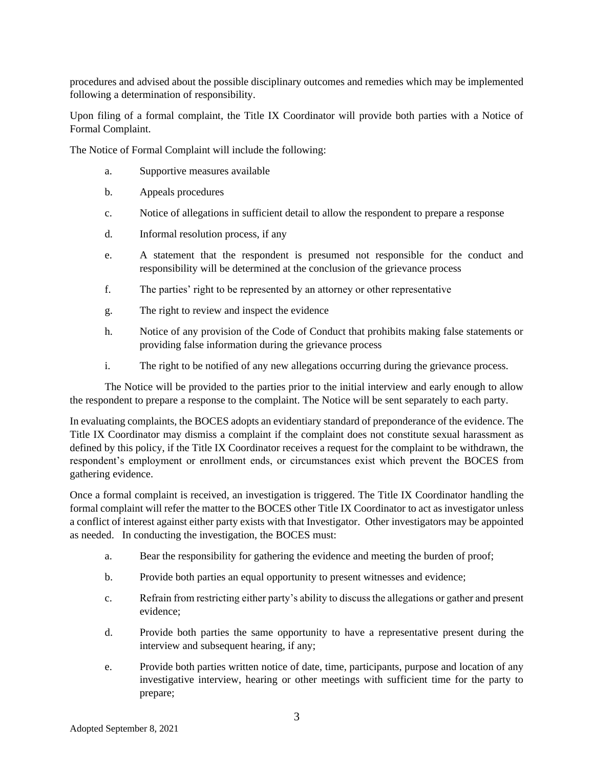procedures and advised about the possible disciplinary outcomes and remedies which may be implemented following a determination of responsibility.

Upon filing of a formal complaint, the Title IX Coordinator will provide both parties with a Notice of Formal Complaint.

The Notice of Formal Complaint will include the following:

a. Supportive measures available

b. Appeals procedures

c. Notice of allegations in sufficient detail to allow the respondent to prepare a response

d. Informal resolution process, if any

e. A statement that the respondent is presumed not responsible for the conduct and responsibility will be determined at the conclusion of the grievance process

f. The parties' right to be represented by an attorney or other representative

g. The right to review and inspect the evidence

h. Notice of any provision of the Code of Conduct that prohibits making false statements or providing false information during the grievance process

i. The right to be notified of any new allegations occurring during the grievance process.

The Notice will be provided to the parties prior to the initial interview and early enough to allow the respondent to prepare a response to the complaint. The Notice will be sent separately to each party.

In evaluating complaints, the BOCES adopts an evidentiary standard of preponderance of the evidence. The Title IX Coordinator may dismiss a complaint if the complaint does not constitute sexual harassment as defined by this policy, if the Title IX Coordinator receives a request for the complaint to be withdrawn, the respondent's employment or enrollment ends, or circumstances exist which prevent the BOCES from gathering evidence.

Once a formal complaint is received, an investigation is triggered. The Title IX Coordinator handling the formal complaint will refer the matter to the BOCES other Title IX Coordinator to act as investigator unless a conflict of interest against either party exists with that Investigator. Other investigators may be appointed as needed. In conducting the investigation, the BOCES must:

a. Bear the responsibility for gathering the evidence and meeting the burden of proof;

b. Provide both parties an equal opportunity to present witnesses and evidence;

c. Refrain from restricting either party's ability to discuss the allegations or gather and present evidence;

d. Provide both parties the same opportunity to have a representative present during the interview and subsequent hearing, if any;

e. Provide both parties written notice of date, time, participants, purpose and location of any investigative interview, hearing or other meetings with sufficient time for the party to prepare;

Adopted September 8, 2021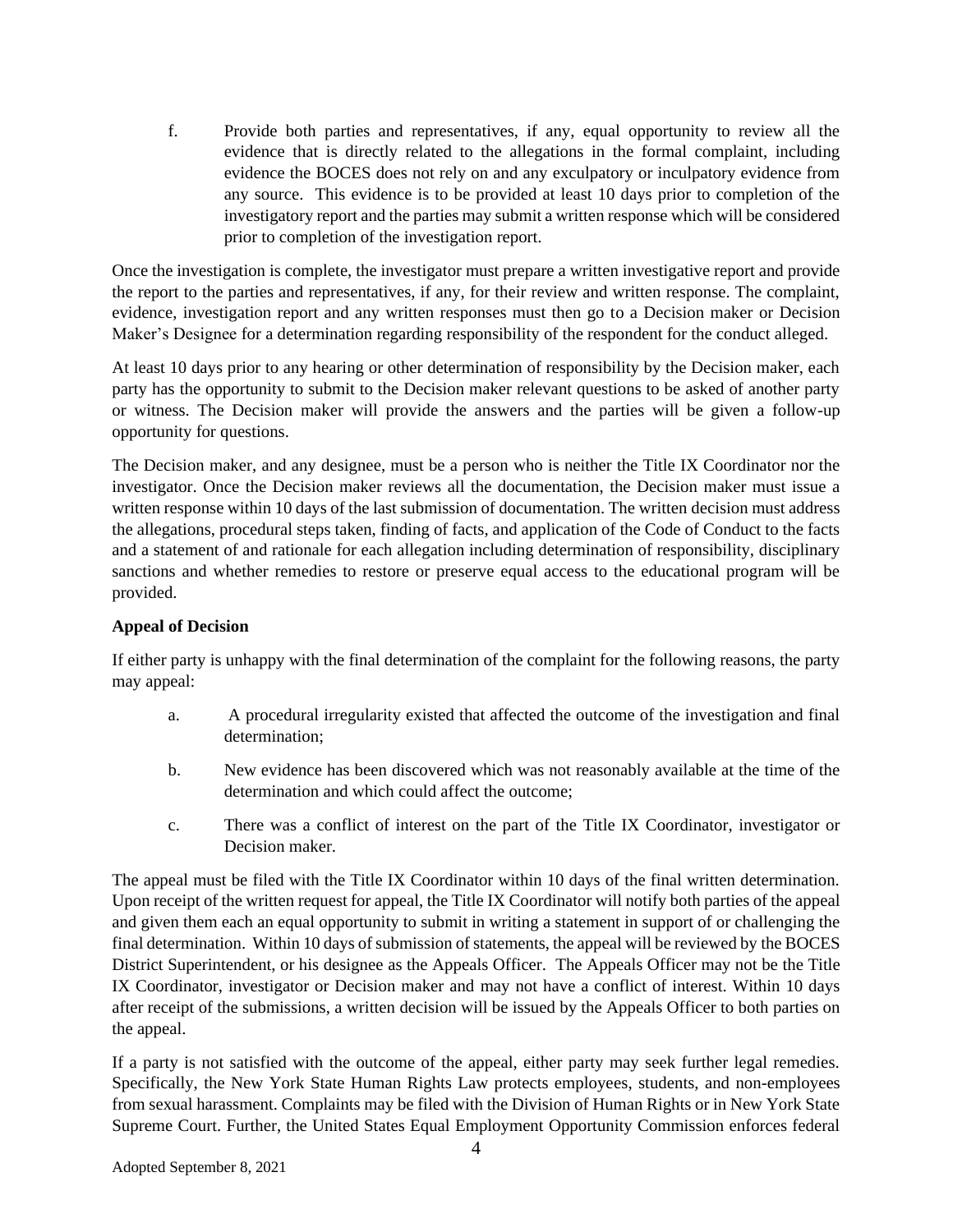f. Provide both parties and representatives, if any, equal opportunity to review all the evidence that is directly related to the allegations in the formal complaint, including evidence the BOCES does not rely on and any exculpatory or inculpatory evidence from any source. This evidence is to be provided at least 10 days prior to completion of the investigatory report and the parties may submit a written response which will be considered prior to completion of the investigation report.

Once the investigation is complete, the investigator must prepare a written investigative report and provide the report to the parties and representatives, if any, for their review and written response. The complaint, evidence, investigation report and any written responses must then go to a Decision maker or Decision Maker's Designee for a determination regarding responsibility of the respondent for the conduct alleged.

At least 10 days prior to any hearing or other determination of responsibility by the Decision maker, each party has the opportunity to submit to the Decision maker relevant questions to be asked of another party or witness. The Decision maker will provide the answers and the parties will be given a follow-up opportunity for questions.

The Decision maker, and any designee, must be a person who is neither the Title IX Coordinator nor the investigator. Once the Decision maker reviews all the documentation, the Decision maker must issue a written response within 10 days of the last submission of documentation. The written decision must address the allegations, procedural steps taken, finding of facts, and application of the Code of Conduct to the facts and a statement of and rationale for each allegation including determination of responsibility, disciplinary sanctions and whether remedies to restore or preserve equal access to the educational program will be provided.

**Appeal of Decision**

If either party is unhappy with the final determination of the complaint for the following reasons, the party may appeal:

a. A procedural irregularity existed that affected the outcome of the investigation and final determination;

b. New evidence has been discovered which was not reasonably available at the time of the determination and which could affect the outcome;

c. There was a conflict of interest on the part of the Title IX Coordinator, investigator or Decision maker.

The appeal must be filed with the Title IX Coordinator within 10 days of the final written determination. Upon receipt of the written request for appeal, the Title IX Coordinator will notify both parties of the appeal and given them each an equal opportunity to submit in writing a statement in support of or challenging the final determination. Within 10 days of submission of statements, the appeal will be reviewed by the BOCES District Superintendent, or his designee as the Appeals Officer. The Appeals Officer may not be the Title IX Coordinator, investigator or Decision maker and may not have a conflict of interest. Within 10 days after receipt of the submissions, a written decision will be issued by the Appeals Officer to both parties on the appeal.

If a party is not satisfied with the outcome of the appeal, either party may seek further legal remedies. Specifically, the New York State Human Rights Law protects employees, students, and non-employees from sexual harassment. Complaints may be filed with the Division of Human Rights or in New York State Supreme Court. Further, the United States Equal Employment Opportunity Commission enforces federal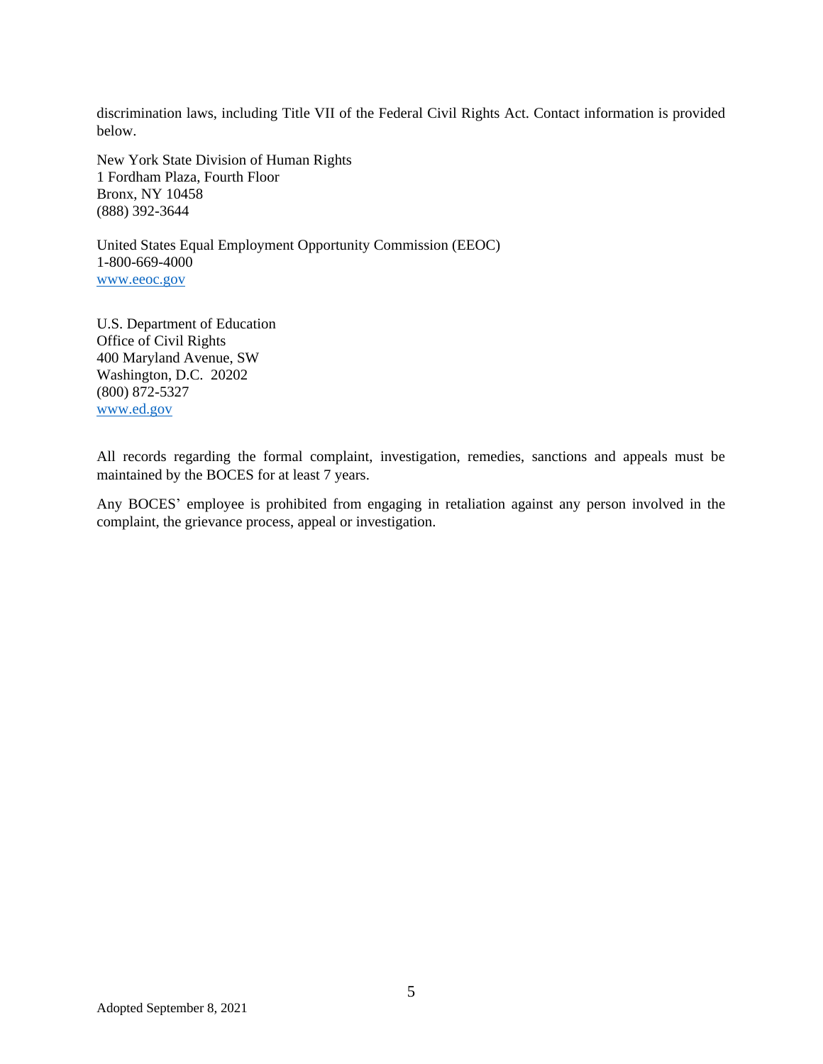discrimination laws, including Title VII of the Federal Civil Rights Act. Contact information is provided below.

New York State Division of Human Rights  
1 Fordham Plaza, Fourth Floor  
Bronx, NY 10458  
(888) 392-3644

United States Equal Employment Opportunity Commission (EEOC)  
1-800-669-4000  
www.eeoc.gov

U.S. Department of Education  
Office of Civil Rights  
400 Maryland Avenue, SW  
Washington, D.C. 20202  
(800) 872-5327  
www.ed.gov

All records regarding the formal complaint, investigation, remedies, sanctions and appeals must be maintained by the BOCES for at least 7 years.

Any BOCES' employee is prohibited from engaging in retaliation against any person involved in the complaint, the grievance process, appeal or investigation.

Adopted September 8, 2021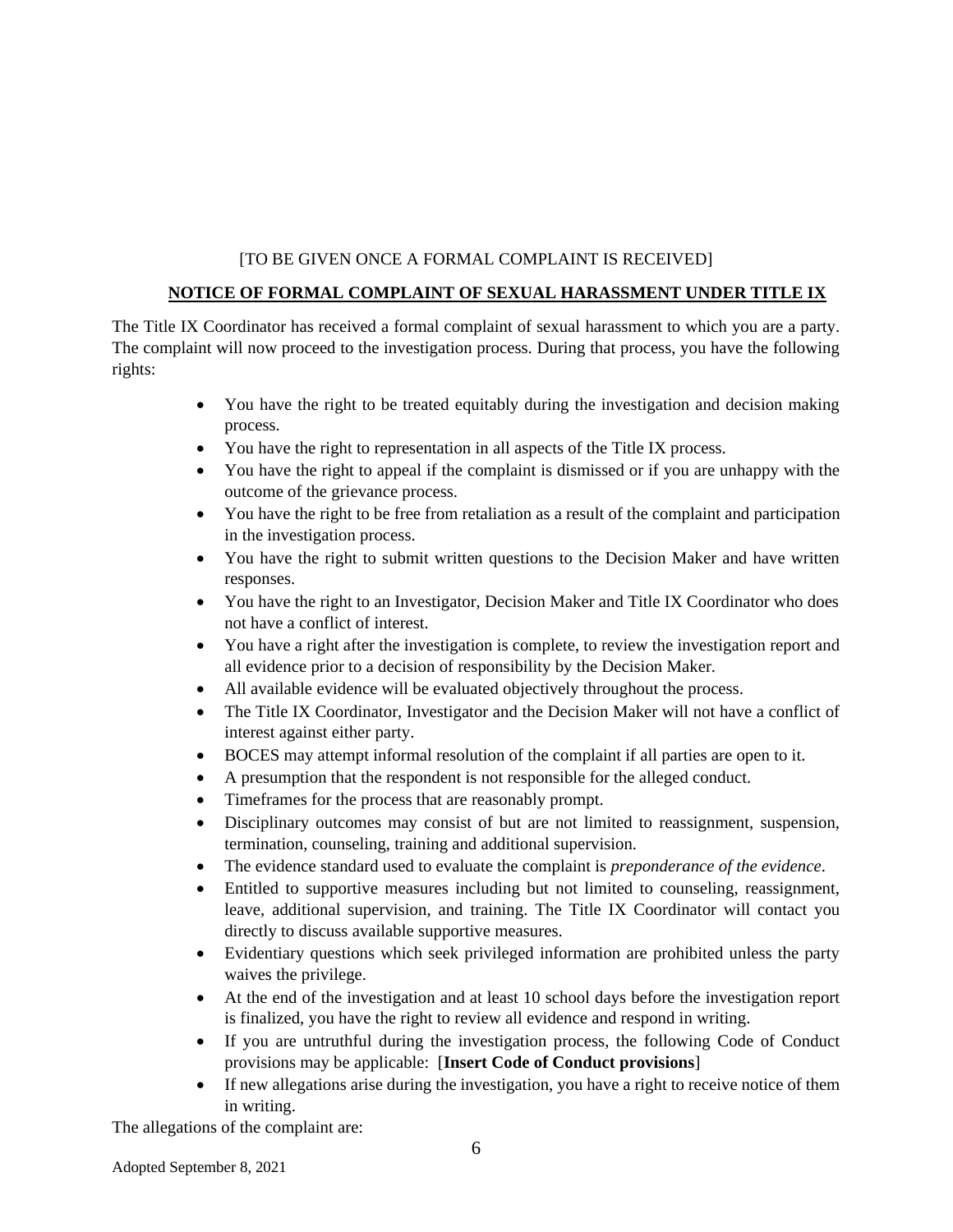[TO BE GIVEN ONCE A FORMAL COMPLAINT IS RECEIVED]

**NOTICE OF FORMAL COMPLAINT OF SEXUAL HARASSMENT UNDER TITLE IX**

The Title IX Coordinator has received a formal complaint of sexual harassment to which you are a party. The complaint will now proceed to the investigation process. During that process, you have the following rights:

- You have the right to be treated equitably during the investigation and decision making process.
- You have the right to representation in all aspects of the Title IX process.
- You have the right to appeal if the complaint is dismissed or if you are unhappy with the outcome of the grievance process.
- You have the right to be free from retaliation as a result of the complaint and participation in the investigation process.
- You have the right to submit written questions to the Decision Maker and have written responses.
- You have the right to an Investigator, Decision Maker and Title IX Coordinator who does not have a conflict of interest.
- You have a right after the investigation is complete, to review the investigation report and all evidence prior to a decision of responsibility by the Decision Maker.
- All available evidence will be evaluated objectively throughout the process.
- The Title IX Coordinator, Investigator and the Decision Maker will not have a conflict of interest against either party.
- BOCES may attempt informal resolution of the complaint if all parties are open to it.
- A presumption that the respondent is not responsible for the alleged conduct.
- Timeframes for the process that are reasonably prompt.
- Disciplinary outcomes may consist of but are not limited to reassignment, suspension, termination, counseling, training and additional supervision.
- The evidence standard used to evaluate the complaint is *preponderance of the evidence*.
- Entitled to supportive measures including but not limited to counseling, reassignment, leave, additional supervision, and training. The Title IX Coordinator will contact you directly to discuss available supportive measures.
- Evidentiary questions which seek privileged information are prohibited unless the party waives the privilege.
- At the end of the investigation and at least 10 school days before the investigation report is finalized, you have the right to review all evidence and respond in writing.
- If you are untruthful during the investigation process, the following Code of Conduct provisions may be applicable: [**Insert Code of Conduct provisions**]
- If new allegations arise during the investigation, you have a right to receive notice of them in writing.

The allegations of the complaint are:

Adopted September 8, 2021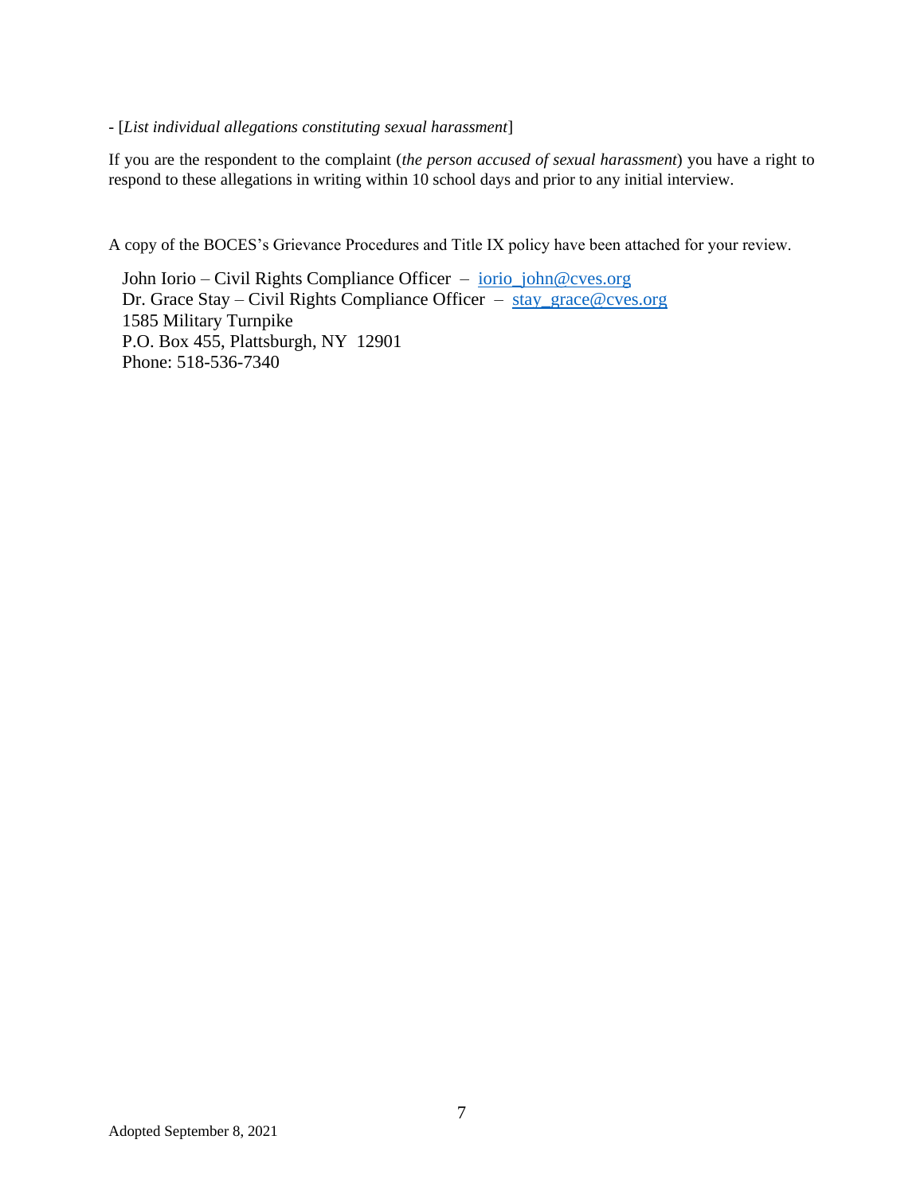- [*List individual allegations constituting sexual harassment*]

If you are the respondent to the complaint (*the person accused of sexual harassment*) you have a right to respond to these allegations in writing within 10 school days and prior to any initial interview.

A copy of the BOCES's Grievance Procedures and Title IX policy have been attached for your review.

John Iorio – Civil Rights Compliance Officer – iorio_john@cves.org
Dr. Grace Stay – Civil Rights Compliance Officer – stay_grace@cves.org
1585 Military Turnpike
P.O. Box 455, Plattsburgh, NY 12901
Phone: 518-536-7340

Adopted September 8, 2021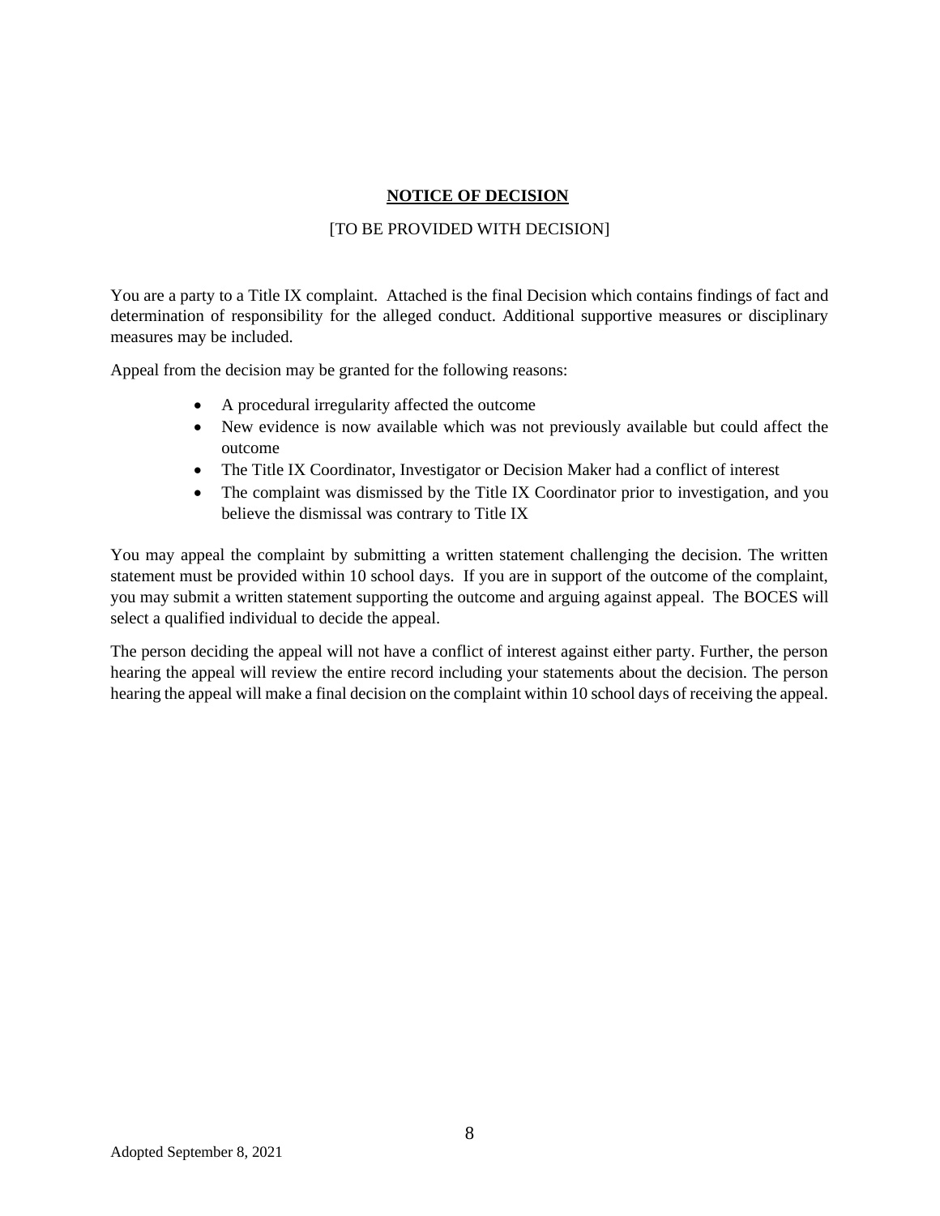**NOTICE OF DECISION**

[TO BE PROVIDED WITH DECISION]

You are a party to a Title IX complaint. Attached is the final Decision which contains findings of fact and determination of responsibility for the alleged conduct. Additional supportive measures or disciplinary measures may be included.

Appeal from the decision may be granted for the following reasons:

- A procedural irregularity affected the outcome
- New evidence is now available which was not previously available but could affect the outcome
- The Title IX Coordinator, Investigator or Decision Maker had a conflict of interest
- The complaint was dismissed by the Title IX Coordinator prior to investigation, and you believe the dismissal was contrary to Title IX

You may appeal the complaint by submitting a written statement challenging the decision. The written statement must be provided within 10 school days. If you are in support of the outcome of the complaint, you may submit a written statement supporting the outcome and arguing against appeal. The BOCES will select a qualified individual to decide the appeal.

The person deciding the appeal will not have a conflict of interest against either party. Further, the person hearing the appeal will review the entire record including your statements about the decision. The person hearing the appeal will make a final decision on the complaint within 10 school days of receiving the appeal.

Adopted September 8, 2021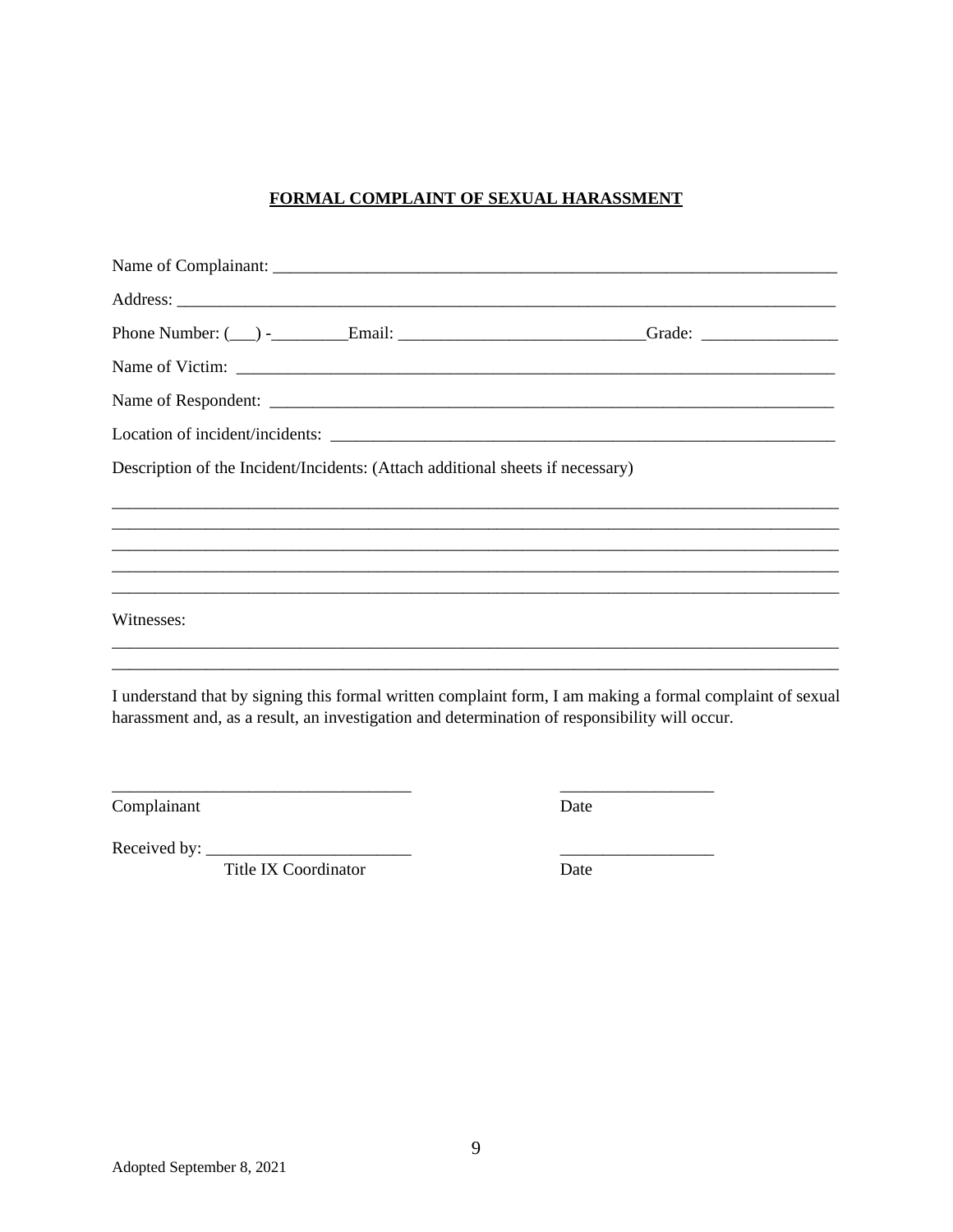**FORMAL COMPLAINT OF SEXUAL HARASSMENT**

Name of Complainant: ___________________________________________________________________

Address: ______________________________________________________________________________

Phone Number: (___) -_________Email: _____________________________Grade: ________________

Name of Victim: ________________________________________________________________________

Name of Respondent: ____________________________________________________________________

Location of incident/incidents: __________________________________________________________

Description of the Incident/Incidents: (Attach additional sheets if necessary)

_____________________________________________________________________________________
_____________________________________________________________________________________
_____________________________________________________________________________________
_____________________________________________________________________________________
_____________________________________________________________________________________

Witnesses:

_____________________________________________________________________________________
_____________________________________________________________________________________

I understand that by signing this formal written complaint form, I am making a formal complaint of sexual harassment and, as a result, an investigation and determination of responsibility will occur.

___________________________________ ___________________

Complainant Date

Received by: ________________________ ___________________

Title IX Coordinator Date

Adopted September 8, 2021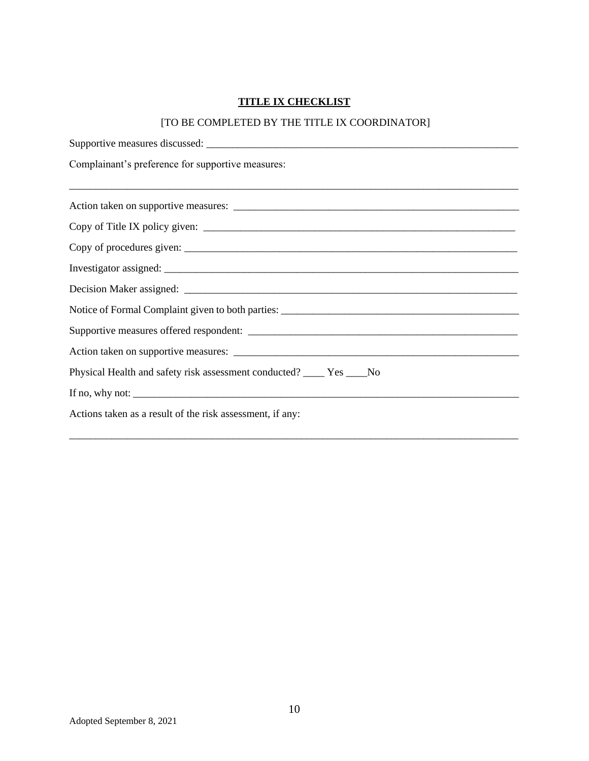**TITLE IX CHECKLIST**

[TO BE COMPLETED BY THE TITLE IX COORDINATOR]

Supportive measures discussed: ______________________________________________________________

Complainant's preference for supportive measures:

______________________________________________________________________________________

Action taken on supportive measures: _________________________________________________________

Copy of Title IX policy given: ______________________________________________________________

Copy of procedures given: _________________________________________________________________

Investigator assigned: ____________________________________________________________________

Decision Maker assigned: __________________________________________________________________

Notice of Formal Complaint given to both parties: _______________________________________________

Supportive measures offered respondent: _____________________________________________________

Action taken on supportive measures: _________________________________________________________

Physical Health and safety risk assessment conducted? ____ Yes ____No

If no, why not: _________________________________________________________________________

Actions taken as a result of the risk assessment, if any:

______________________________________________________________________________________

Adopted September 8, 2021